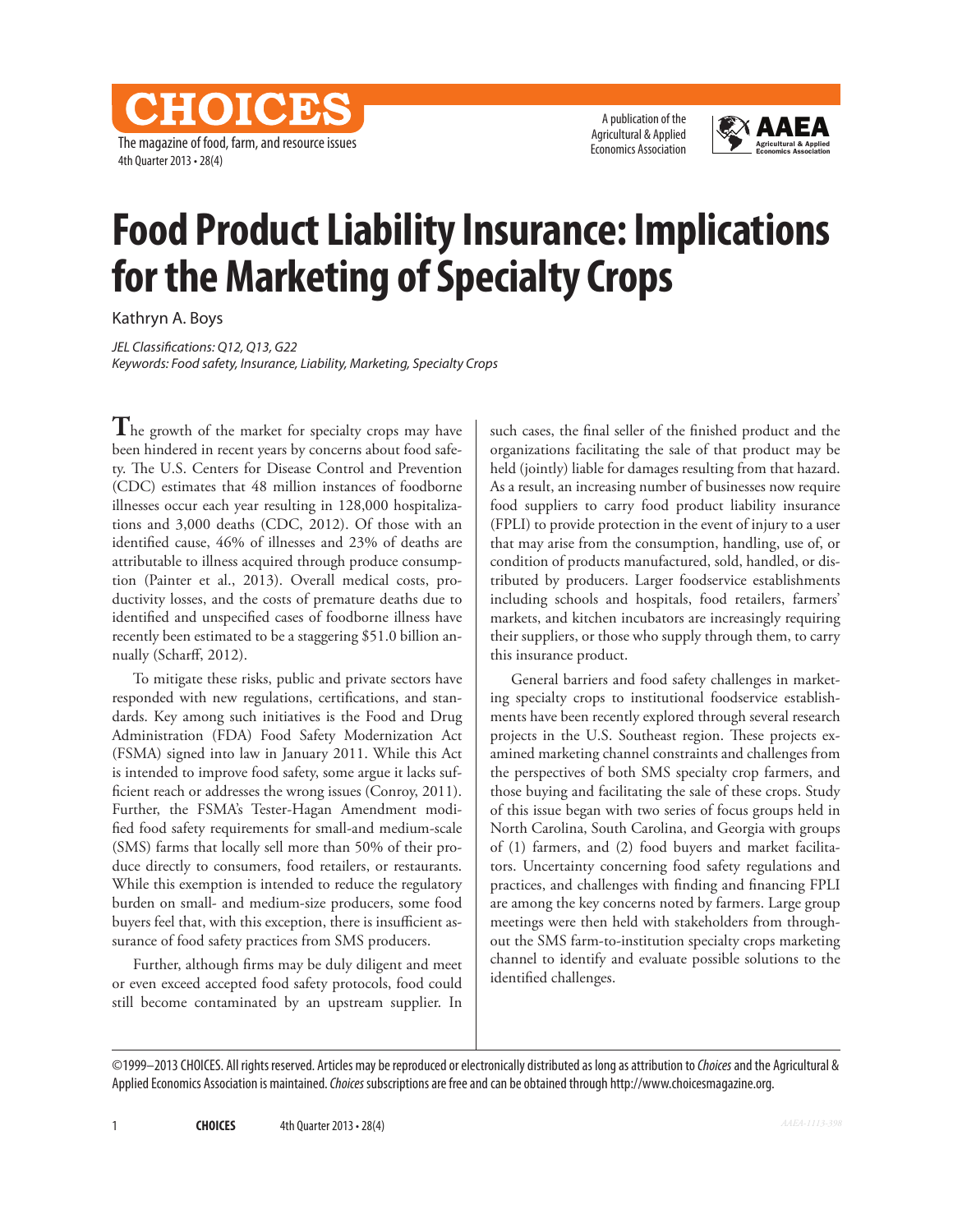# Food Product Liability Insurance: Implications for the Marketing of Specialty Crops

Kathryn A. Boys

*JEL Classifications: Q12, Q13, G22*
*Keywords: Food safety, Insurance, Liability, Marketing, Specialty Crops*

The growth of the market for specialty crops may have been hindered in recent years by concerns about food safety. The U.S. Centers for Disease Control and Prevention (CDC) estimates that 48 million instances of foodborne illnesses occur each year resulting in 128,000 hospitalizations and 3,000 deaths (CDC, 2012). Of those with an identified cause, 46% of illnesses and 23% of deaths are attributable to illness acquired through produce consumption (Painter et al., 2013). Overall medical costs, productivity losses, and the costs of premature deaths due to identified and unspecified cases of foodborne illness have recently been estimated to be a staggering $51.0 billion annually (Scharff, 2012).

To mitigate these risks, public and private sectors have responded with new regulations, certifications, and standards. Key among such initiatives is the Food and Drug Administration (FDA) Food Safety Modernization Act (FSMA) signed into law in January 2011. While this Act is intended to improve food safety, some argue it lacks sufficient reach or addresses the wrong issues (Conroy, 2011). Further, the FSMA's Tester-Hagan Amendment modified food safety requirements for small-and medium-scale (SMS) farms that locally sell more than 50% of their produce directly to consumers, food retailers, or restaurants. While this exemption is intended to reduce the regulatory burden on small- and medium-size producers, some food buyers feel that, with this exception, there is insufficient assurance of food safety practices from SMS producers.

Further, although firms may be duly diligent and meet or even exceed accepted food safety protocols, food could still become contaminated by an upstream supplier. In such cases, the final seller of the finished product and the organizations facilitating the sale of that product may be held (jointly) liable for damages resulting from that hazard. As a result, an increasing number of businesses now require food suppliers to carry food product liability insurance (FPLI) to provide protection in the event of injury to a user that may arise from the consumption, handling, use of, or condition of products manufactured, sold, handled, or distributed by producers. Larger foodservice establishments including schools and hospitals, food retailers, farmers' markets, and kitchen incubators are increasingly requiring their suppliers, or those who supply through them, to carry this insurance product.

General barriers and food safety challenges in marketing specialty crops to institutional foodservice establishments have been recently explored through several research projects in the U.S. Southeast region. These projects examined marketing channel constraints and challenges from the perspectives of both SMS specialty crop farmers, and those buying and facilitating the sale of these crops. Study of this issue began with two series of focus groups held in North Carolina, South Carolina, and Georgia with groups of (1) farmers, and (2) food buyers and market facilitators. Uncertainty concerning food safety regulations and practices, and challenges with finding and financing FPLI are among the key concerns noted by farmers. Large group meetings were then held with stakeholders from throughout the SMS farm-to-institution specialty crops marketing channel to identify and evaluate possible solutions to the identified challenges.

©1999–2013 CHOICES. All rights reserved. Articles may be reproduced or electronically distributed as long as attribution to *Choices* and the Agricultural & Applied Economics Association is maintained. *Choices* subscriptions are free and can be obtained through http://www.choicesmagazine.org.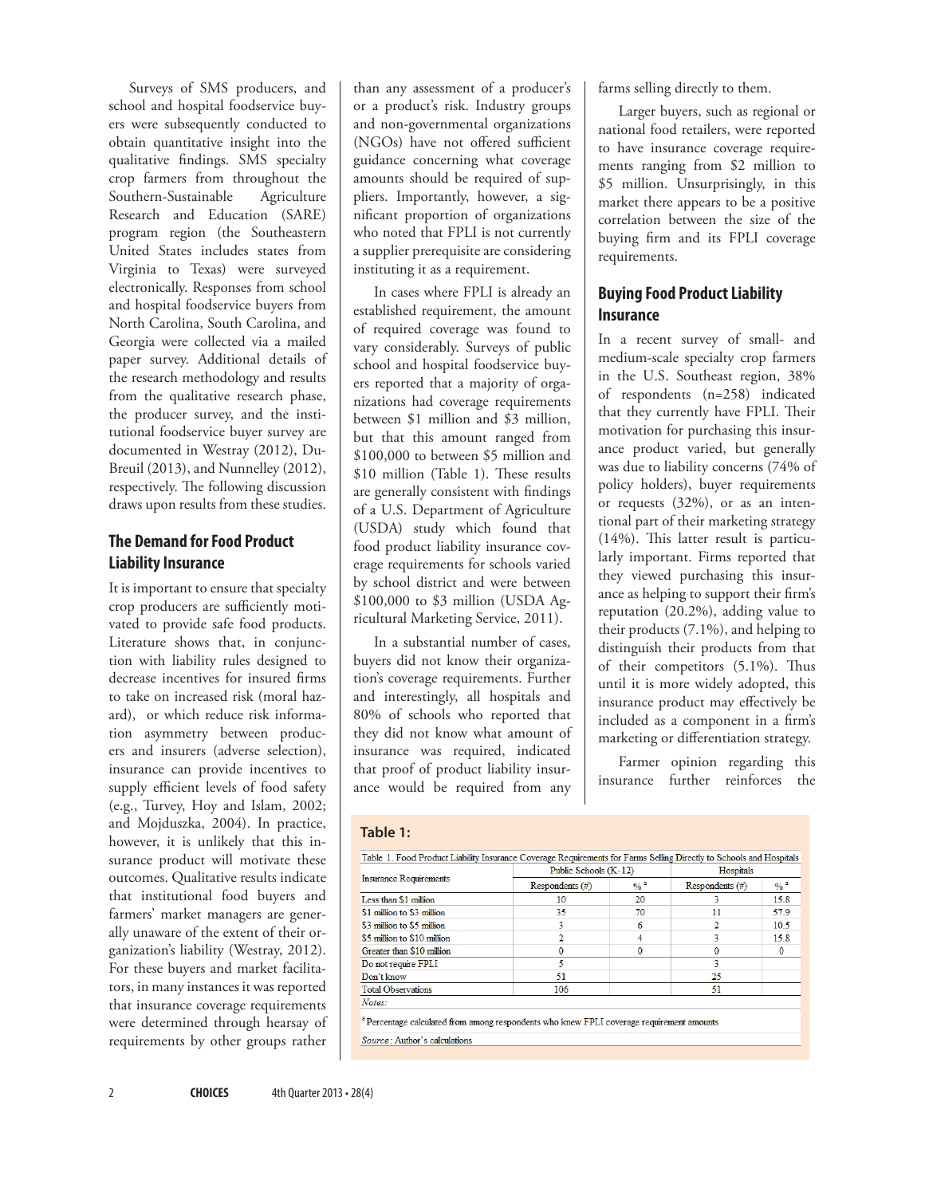Surveys of SMS producers, and school and hospital foodservice buyers were subsequently conducted to obtain quantitative insight into the qualitative findings. SMS specialty crop farmers from throughout the Southern-Sustainable Agriculture Research and Education (SARE) program region (the Southeastern United States includes states from Virginia to Texas) were surveyed electronically. Responses from school and hospital foodservice buyers from North Carolina, South Carolina, and Georgia were collected via a mailed paper survey. Additional details of the research methodology and results from the qualitative research phase, the producer survey, and the institutional foodservice buyer survey are documented in Westray (2012), DuBreuil (2013), and Nunnelley (2012), respectively. The following discussion draws upon results from these studies.

## The Demand for Food Product Liability Insurance

It is important to ensure that specialty crop producers are sufficiently motivated to provide safe food products. Literature shows that, in conjunction with liability rules designed to decrease incentives for insured firms to take on increased risk (moral hazard), or which reduce risk information asymmetry between producers and insurers (adverse selection), insurance can provide incentives to supply efficient levels of food safety (e.g., Turvey, Hoy and Islam, 2002; and Mojduszka, 2004). In practice, however, it is unlikely that this insurance product will motivate these outcomes. Qualitative results indicate that institutional food buyers and farmers' market managers are generally unaware of the extent of their organization's liability (Westray, 2012). For these buyers and market facilitators, in many instances it was reported that insurance coverage requirements were determined through hearsay of requirements by other groups rather than any assessment of a producer's or a product's risk. Industry groups and non-governmental organizations (NGOs) have not offered sufficient guidance concerning what coverage amounts should be required of suppliers. Importantly, however, a significant proportion of organizations who noted that FPLI is not currently a supplier prerequisite are considering instituting it as a requirement.

In cases where FPLI is already an established requirement, the amount of required coverage was found to vary considerably. Surveys of public school and hospital foodservice buyers reported that a majority of organizations had coverage requirements between $1 million and $3 million, but that this amount ranged from $100,000 to between $5 million and $10 million (Table 1). These results are generally consistent with findings of a U.S. Department of Agriculture (USDA) study which found that food product liability insurance coverage requirements for schools varied by school district and were between $100,000 to $3 million (USDA Agricultural Marketing Service, 2011).

In a substantial number of cases, buyers did not know their organization's coverage requirements. Further and interestingly, all hospitals and 80% of schools who reported that they did not know what amount of insurance was required, indicated that proof of product liability insurance would be required from any farms selling directly to them.

Larger buyers, such as regional or national food retailers, were reported to have insurance coverage requirements ranging from $2 million to $5 million. Unsurprisingly, in this market there appears to be a positive correlation between the size of the buying firm and its FPLI coverage requirements.

## Buying Food Product Liability Insurance

In a recent survey of small- and medium-scale specialty crop farmers in the U.S. Southeast region, 38% of respondents (n=258) indicated that they currently have FPLI. Their motivation for purchasing this insurance product varied, but generally was due to liability concerns (74% of policy holders), buyer requirements or requests (32%), or as an intentional part of their marketing strategy (14%). This latter result is particularly important. Firms reported that they viewed purchasing this insurance as helping to support their firm's reputation (20.2%), adding value to their products (7.1%), and helping to distinguish their products from that of their competitors (5.1%). Thus until it is more widely adopted, this insurance product may effectively be included as a component in a firm's marketing or differentiation strategy.

Farmer opinion regarding this insurance further reinforces the

**Table 1:**

Table 1. Food Product Liability Insurance Coverage Requirements for Farms Selling Directly to Schools and Hospitals

| Insurance Requirements | Public Schools (K-12) | | Hospitals | |
|---|---|---|---|---|
| | Respondents (#) | %[a] | Respondents (#) | %[a] |
| Less than $1 million | 10 | 20 | 3 | 15.8 |
| $1 million to $3 million | 35 | 70 | 11 | 57.9 |
| $3 million to $5 million | 3 | 6 | 2 | 10.5 |
| $5 million to $10 million | 2 | 4 | 3 | 15.8 |
| Greater than $10 million | 0 | 0 | 0 | 0 |
| Do not require FPLI | 5 | | 3 | |
| Don't know | 51 | | 25 | |
| Total Observations | 106 | | 51 | |

*Notes:*

[a] Percentage calculated from among respondents who knew FPLI coverage requirement amounts

*Source:* Author's calculations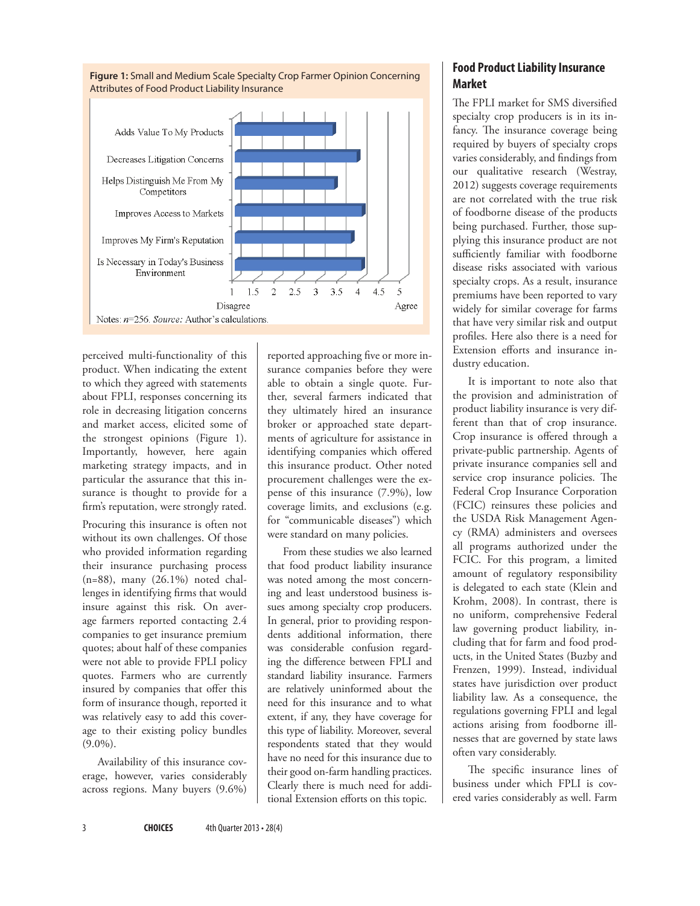**Figure 1:** Small and Medium Scale Specialty Crop Farmer Opinion Concerning Attributes of Food Product Liability Insurance

Notes: $n$=256. *Source:* Author's calculations.

perceived multi-functionality of this product. When indicating the extent to which they agreed with statements about FPLI, responses concerning its role in decreasing litigation concerns and market access, elicited some of the strongest opinions (Figure 1). Importantly, however, here again marketing strategy impacts, and in particular the assurance that this insurance is thought to provide for a firm's reputation, were strongly rated.

Procuring this insurance is often not without its own challenges. Of those who provided information regarding their insurance purchasing process (n=88), many (26.1%) noted challenges in identifying firms that would insure against this risk. On average farmers reported contacting 2.4 companies to get insurance premium quotes; about half of these companies were not able to provide FPLI policy quotes. Farmers who are currently insured by companies that offer this form of insurance though, reported it was relatively easy to add this coverage to their existing policy bundles (9.0%).

Availability of this insurance coverage, however, varies considerably across regions. Many buyers (9.6%) reported approaching five or more insurance companies before they were able to obtain a single quote. Further, several farmers indicated that they ultimately hired an insurance broker or approached state departments of agriculture for assistance in identifying companies which offered this insurance product. Other noted procurement challenges were the expense of this insurance (7.9%), low coverage limits, and exclusions (e.g. for "communicable diseases") which were standard on many policies.

From these studies we also learned that food product liability insurance was noted among the most concerning and least understood business issues among specialty crop producers. In general, prior to providing respondents additional information, there was considerable confusion regarding the difference between FPLI and standard liability insurance. Farmers are relatively uninformed about the need for this insurance and to what extent, if any, they have coverage for this type of liability. Moreover, several respondents stated that they would have no need for this insurance due to their good on-farm handling practices. Clearly there is much need for additional Extension efforts on this topic.

## Food Product Liability Insurance Market

The FPLI market for SMS diversified specialty crop producers is in its infancy. The insurance coverage being required by buyers of specialty crops varies considerably, and findings from our qualitative research (Westray, 2012) suggests coverage requirements are not correlated with the true risk of foodborne disease of the products being purchased. Further, those supplying this insurance product are not sufficiently familiar with foodborne disease risks associated with various specialty crops. As a result, insurance premiums have been reported to vary widely for similar coverage for farms that have very similar risk and output profiles. Here also there is a need for Extension efforts and insurance industry education.

It is important to note also that the provision and administration of product liability insurance is very different than that of crop insurance. Crop insurance is offered through a private-public partnership. Agents of private insurance companies sell and service crop insurance policies. The Federal Crop Insurance Corporation (FCIC) reinsures these policies and the USDA Risk Management Agency (RMA) administers and oversees all programs authorized under the FCIC. For this program, a limited amount of regulatory responsibility is delegated to each state (Klein and Krohm, 2008). In contrast, there is no uniform, comprehensive Federal law governing product liability, including that for farm and food products, in the United States (Buzby and Frenzen, 1999). Instead, individual states have jurisdiction over product liability law. As a consequence, the regulations governing FPLI and legal actions arising from foodborne illnesses that are governed by state laws often vary considerably.

The specific insurance lines of business under which FPLI is covered varies considerably as well. Farm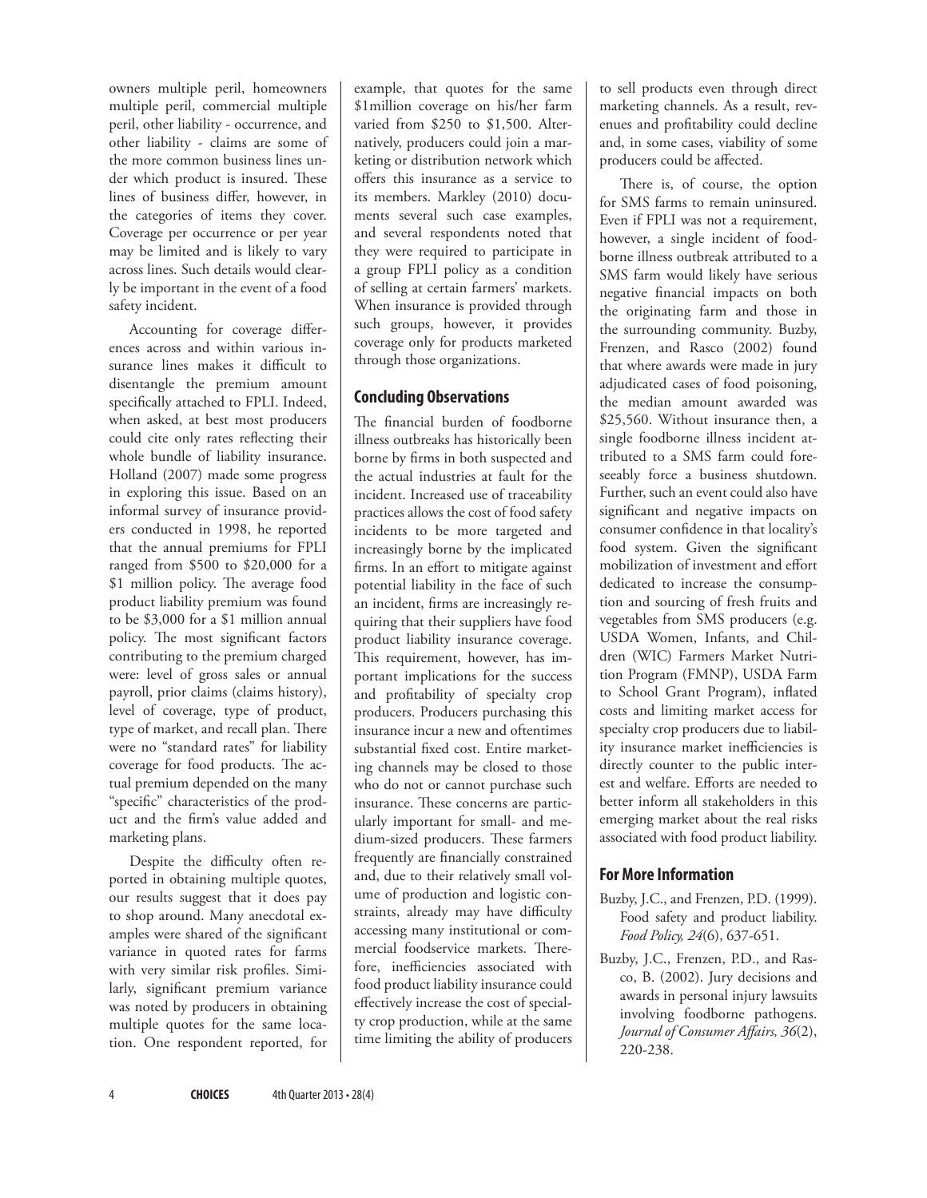owners multiple peril, homeowners multiple peril, commercial multiple peril, other liability - occurrence, and other liability - claims are some of the more common business lines under which product is insured. These lines of business differ, however, in the categories of items they cover. Coverage per occurrence or per year may be limited and is likely to vary across lines. Such details would clearly be important in the event of a food safety incident.

Accounting for coverage differences across and within various insurance lines makes it difficult to disentangle the premium amount specifically attached to FPLI. Indeed, when asked, at best most producers could cite only rates reflecting their whole bundle of liability insurance. Holland (2007) made some progress in exploring this issue. Based on an informal survey of insurance providers conducted in 1998, he reported that the annual premiums for FPLI ranged from $500 to $20,000 for a $1 million policy. The average food product liability premium was found to be $3,000 for a $1 million annual policy. The most significant factors contributing to the premium charged were: level of gross sales or annual payroll, prior claims (claims history), level of coverage, type of product, type of market, and recall plan. There were no "standard rates" for liability coverage for food products. The actual premium depended on the many "specific" characteristics of the product and the firm's value added and marketing plans.

Despite the difficulty often reported in obtaining multiple quotes, our results suggest that it does pay to shop around. Many anecdotal examples were shared of the significant variance in quoted rates for farms with very similar risk profiles. Similarly, significant premium variance was noted by producers in obtaining multiple quotes for the same location. One respondent reported, for example, that quotes for the same $1million coverage on his/her farm varied from $250 to $1,500. Alternatively, producers could join a marketing or distribution network which offers this insurance as a service to its members. Markley (2010) documents several such case examples, and several respondents noted that they were required to participate in a group FPLI policy as a condition of selling at certain farmers' markets. When insurance is provided through such groups, however, it provides coverage only for products marketed through those organizations.

## Concluding Observations

The financial burden of foodborne illness outbreaks has historically been borne by firms in both suspected and the actual industries at fault for the incident. Increased use of traceability practices allows the cost of food safety incidents to be more targeted and increasingly borne by the implicated firms. In an effort to mitigate against potential liability in the face of such an incident, firms are increasingly requiring that their suppliers have food product liability insurance coverage. This requirement, however, has important implications for the success and profitability of specialty crop producers. Producers purchasing this insurance incur a new and oftentimes substantial fixed cost. Entire marketing channels may be closed to those who do not or cannot purchase such insurance. These concerns are particularly important for small- and medium-sized producers. These farmers frequently are financially constrained and, due to their relatively small volume of production and logistic constraints, already may have difficulty accessing many institutional or commercial foodservice markets. Therefore, inefficiencies associated with food product liability insurance could effectively increase the cost of specialty crop production, while at the same time limiting the ability of producers to sell products even through direct marketing channels. As a result, revenues and profitability could decline and, in some cases, viability of some producers could be affected.

There is, of course, the option for SMS farms to remain uninsured. Even if FPLI was not a requirement, however, a single incident of foodborne illness outbreak attributed to a SMS farm would likely have serious negative financial impacts on both the originating farm and those in the surrounding community. Buzby, Frenzen, and Rasco (2002) found that where awards were made in jury adjudicated cases of food poisoning, the median amount awarded was $25,560. Without insurance then, a single foodborne illness incident attributed to a SMS farm could foreseeably force a business shutdown. Further, such an event could also have significant and negative impacts on consumer confidence in that locality's food system. Given the significant mobilization of investment and effort dedicated to increase the consumption and sourcing of fresh fruits and vegetables from SMS producers (e.g. USDA Women, Infants, and Children (WIC) Farmers Market Nutrition Program (FMNP), USDA Farm to School Grant Program), inflated costs and limiting market access for specialty crop producers due to liability insurance market inefficiencies is directly counter to the public interest and welfare. Efforts are needed to better inform all stakeholders in this emerging market about the real risks associated with food product liability.

## For More Information

Buzby, J.C., and Frenzen, P.D. (1999). Food safety and product liability. *Food Policy, 24*(6), 637-651.

Buzby, J.C., Frenzen, P.D., and Rasco, B. (2002). Jury decisions and awards in personal injury lawsuits involving foodborne pathogens. *Journal of Consumer Affairs, 36*(2), 220-238.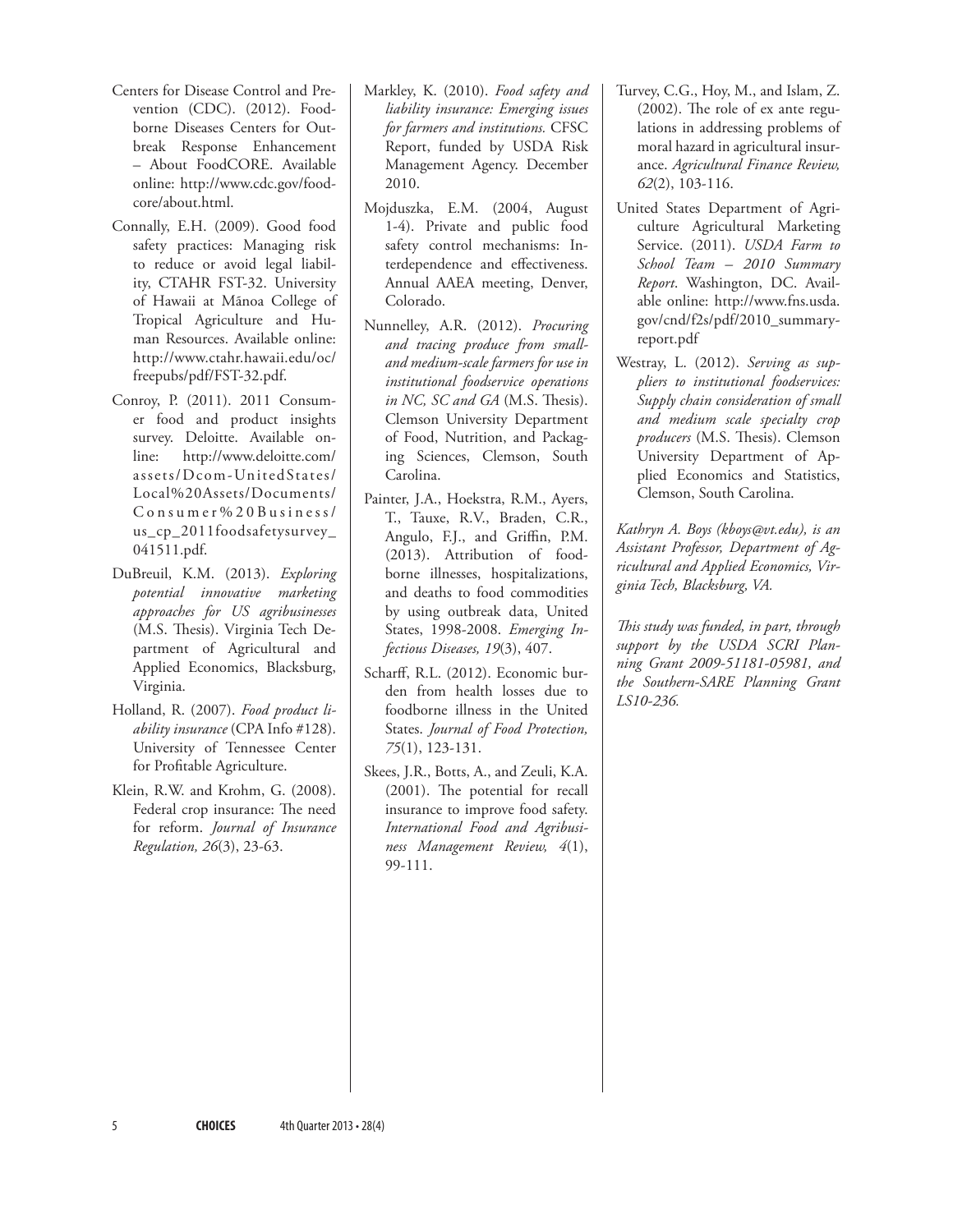Centers for Disease Control and Prevention (CDC). (2012). Foodborne Diseases Centers for Outbreak Response Enhancement – About FoodCORE. Available online: http://www.cdc.gov/foodcore/about.html.

Connally, E.H. (2009). Good food safety practices: Managing risk to reduce or avoid legal liability, CTAHR FST-32. University of Hawaii at Mānoa College of Tropical Agriculture and Human Resources. Available online: http://www.ctahr.hawaii.edu/oc/freepubs/pdf/FST-32.pdf.

Conroy, P. (2011). 2011 Consumer food and product insights survey. Deloitte. Available online: http://www.deloitte.com/assets/Dcom-UnitedStates/Local%20Assets/Documents/Consumer%20Business/us_cp_2011foodsafetysurvey_041511.pdf.

DuBreuil, K.M. (2013). *Exploring potential innovative marketing approaches for US agribusinesses* (M.S. Thesis). Virginia Tech Department of Agricultural and Applied Economics, Blacksburg, Virginia.

Holland, R. (2007). *Food product liability insurance* (CPA Info #128). University of Tennessee Center for Profitable Agriculture.

Klein, R.W. and Krohm, G. (2008). Federal crop insurance: The need for reform. *Journal of Insurance Regulation, 26*(3), 23-63.

Markley, K. (2010). *Food safety and liability insurance: Emerging issues for farmers and institutions.* CFSC Report, funded by USDA Risk Management Agency. December 2010.

Mojduszka, E.M. (2004, August 1-4). Private and public food safety control mechanisms: Interdependence and effectiveness. Annual AAEA meeting, Denver, Colorado.

Nunnelley, A.R. (2012). *Procuring and tracing produce from small- and medium-scale farmers for use in institutional foodservice operations in NC, SC and GA* (M.S. Thesis). Clemson University Department of Food, Nutrition, and Packaging Sciences, Clemson, South Carolina.

Painter, J.A., Hoekstra, R.M., Ayers, T., Tauxe, R.V., Braden, C.R., Angulo, F.J., and Griffin, P.M. (2013). Attribution of foodborne illnesses, hospitalizations, and deaths to food commodities by using outbreak data, United States, 1998-2008. *Emerging Infectious Diseases, 19*(3), 407.

Scharff, R.L. (2012). Economic burden from health losses due to foodborne illness in the United States. *Journal of Food Protection, 75*(1), 123-131.

Skees, J.R., Botts, A., and Zeuli, K.A. (2001). The potential for recall insurance to improve food safety. *International Food and Agribusiness Management Review, 4*(1), 99-111.

Turvey, C.G., Hoy, M., and Islam, Z. (2002). The role of ex ante regulations in addressing problems of moral hazard in agricultural insurance. *Agricultural Finance Review, 62*(2), 103-116.

United States Department of Agriculture Agricultural Marketing Service. (2011). *USDA Farm to School Team – 2010 Summary Report*. Washington, DC. Available online: http://www.fns.usda.gov/cnd/f2s/pdf/2010_summary-report.pdf

Westray, L. (2012). *Serving as suppliers to institutional foodservices: Supply chain consideration of small and medium scale specialty crop producers* (M.S. Thesis). Clemson University Department of Applied Economics and Statistics, Clemson, South Carolina.

*Kathryn A. Boys (kboys@vt.edu), is an Assistant Professor, Department of Agricultural and Applied Economics, Virginia Tech, Blacksburg, VA.*

*This study was funded, in part, through support by the USDA SCRI Planning Grant 2009-51181-05981, and the Southern-SARE Planning Grant LS10-236.*